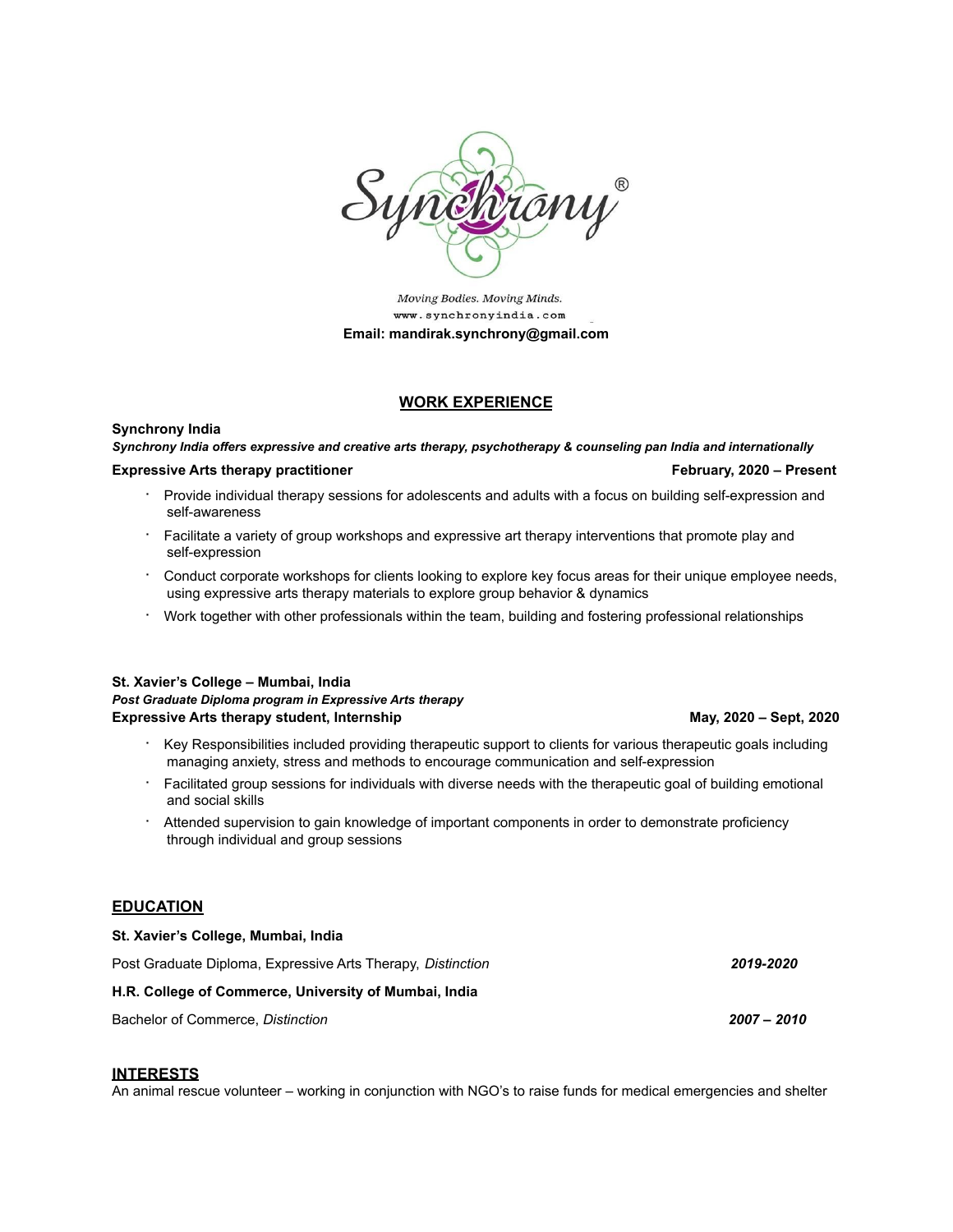Synchrony®

*Moving Bodies. Moving Minds.*
www.synchronyindia.com

**Email: mandirak.synchrony@gmail.com**

## WORK EXPERIENCE

**Synchrony India**
***Synchrony India offers expressive and creative arts therapy, psychotherapy & counseling pan India and internationally***

**Expressive Arts therapy practitioner** — **February, 2020 – Present**

- Provide individual therapy sessions for adolescents and adults with a focus on building self-expression and self-awareness
- Facilitate a variety of group workshops and expressive art therapy interventions that promote play and self-expression
- Conduct corporate workshops for clients looking to explore key focus areas for their unique employee needs, using expressive arts therapy materials to explore group behavior & dynamics
- Work together with other professionals within the team, building and fostering professional relationships

**St. Xavier's College – Mumbai, India**
***Post Graduate Diploma program in Expressive Arts therapy***
**Expressive Arts therapy student, Internship** — **May, 2020 – Sept, 2020**

- Key Responsibilities included providing therapeutic support to clients for various therapeutic goals including managing anxiety, stress and methods to encourage communication and self-expression
- Facilitated group sessions for individuals with diverse needs with the therapeutic goal of building emotional and social skills
- Attended supervision to gain knowledge of important components in order to demonstrate proficiency through individual and group sessions

## EDUCATION

**St. Xavier's College, Mumbai, India**

Post Graduate Diploma, Expressive Arts Therapy, *Distinction* — ***2019-2020***

**H.R. College of Commerce, University of Mumbai, India**

Bachelor of Commerce, *Distinction* — ***2007 – 2010***

## INTERESTS

An animal rescue volunteer – working in conjunction with NGO's to raise funds for medical emergencies and shelter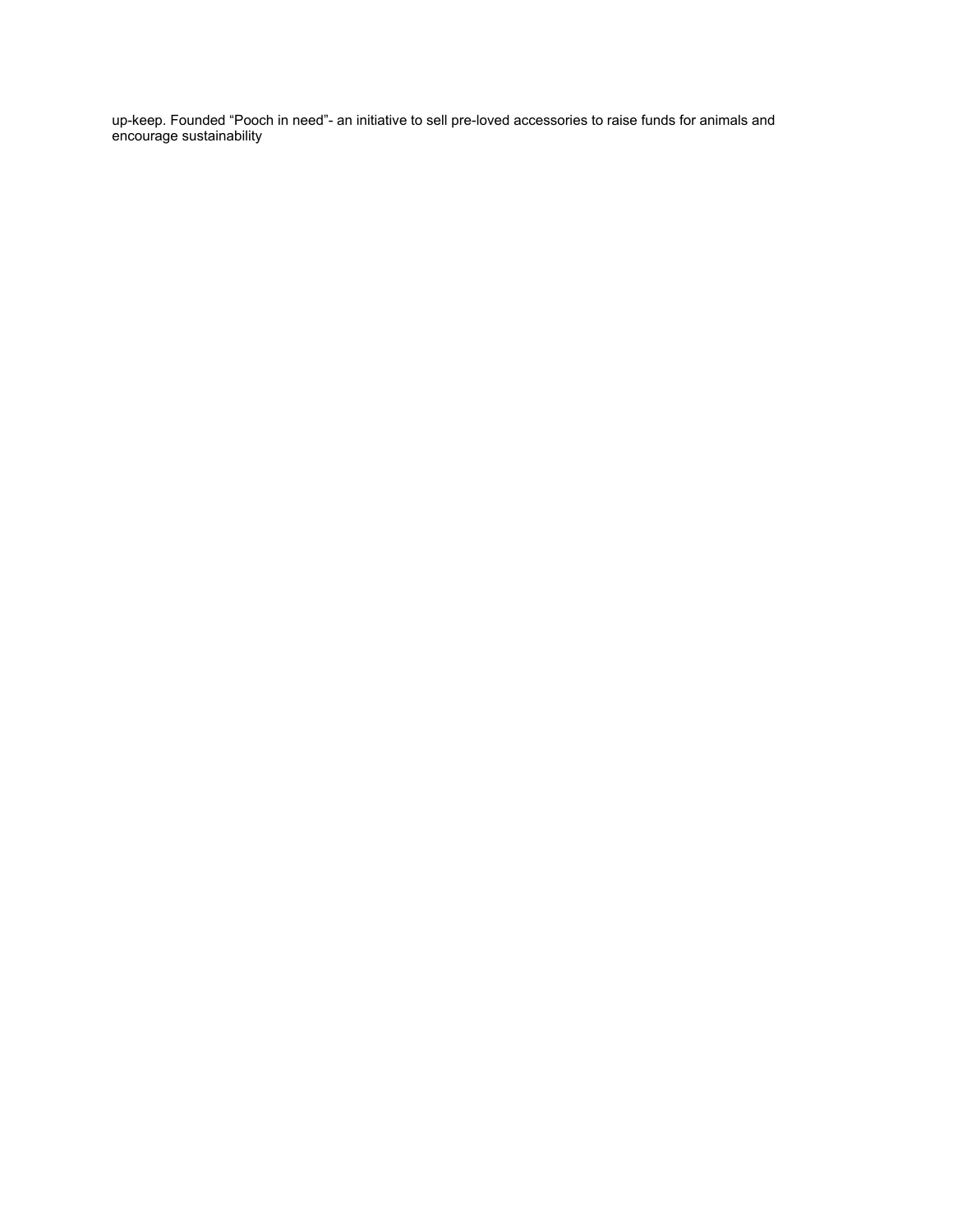up-keep. Founded “Pooch in need”- an initiative to sell pre-loved accessories to raise funds for animals and encourage sustainability